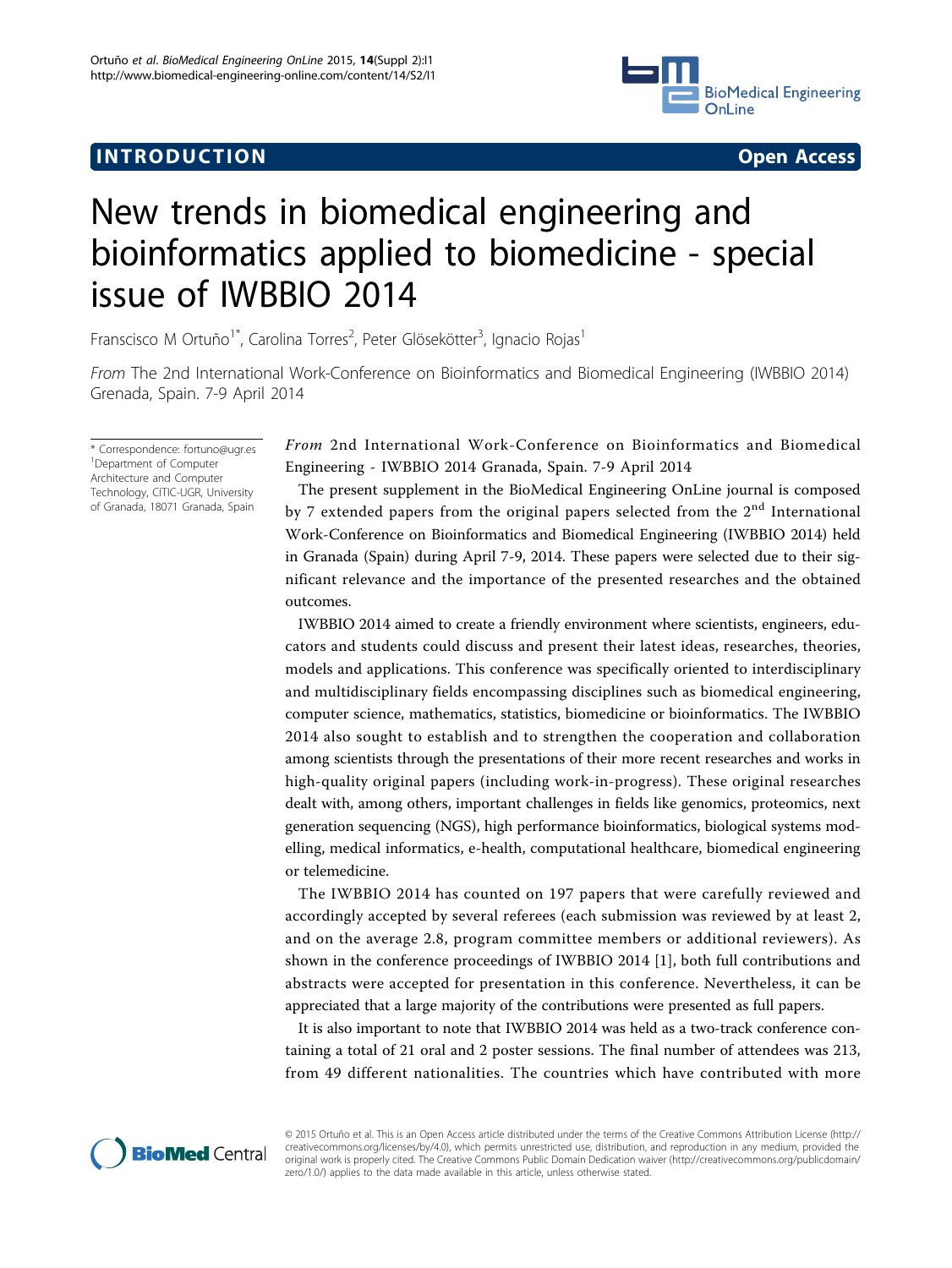INTRODUCTION

Open Access

# New trends in biomedical engineering and bioinformatics applied to biomedicine - special issue of IWBBIO 2014

Franscisco M Ortuño[1*], Carolina Torres[2], Peter Glösekötter[3], Ignacio Rojas[1]

*From* The 2nd International Work-Conference on Bioinformatics and Biomedical Engineering (IWBBIO 2014) Grenada, Spain. 7-9 April 2014

\* Correspondence: fortuno@ugr.es
[1]Department of Computer Architecture and Computer Technology, CITIC-UGR, University of Granada, 18071 Granada, Spain

*From* 2nd International Work-Conference on Bioinformatics and Biomedical Engineering - IWBBIO 2014 Granada, Spain. 7-9 April 2014

The present supplement in the BioMedical Engineering OnLine journal is composed by 7 extended papers from the original papers selected from the 2nd International Work-Conference on Bioinformatics and Biomedical Engineering (IWBBIO 2014) held in Granada (Spain) during April 7-9, 2014. These papers were selected due to their significant relevance and the importance of the presented researches and the obtained outcomes.

IWBBIO 2014 aimed to create a friendly environment where scientists, engineers, educators and students could discuss and present their latest ideas, researches, theories, models and applications. This conference was specifically oriented to interdisciplinary and multidisciplinary fields encompassing disciplines such as biomedical engineering, computer science, mathematics, statistics, biomedicine or bioinformatics. The IWBBIO 2014 also sought to establish and to strengthen the cooperation and collaboration among scientists through the presentations of their more recent researches and works in high-quality original papers (including work-in-progress). These original researches dealt with, among others, important challenges in fields like genomics, proteomics, next generation sequencing (NGS), high performance bioinformatics, biological systems modelling, medical informatics, e-health, computational healthcare, biomedical engineering or telemedicine.

The IWBBIO 2014 has counted on 197 papers that were carefully reviewed and accordingly accepted by several referees (each submission was reviewed by at least 2, and on the average 2.8, program committee members or additional reviewers). As shown in the conference proceedings of IWBBIO 2014 [1], both full contributions and abstracts were accepted for presentation in this conference. Nevertheless, it can be appreciated that a large majority of the contributions were presented as full papers.

It is also important to note that IWBBIO 2014 was held as a two-track conference containing a total of 21 oral and 2 poster sessions. The final number of attendees was 213, from 49 different nationalities. The countries which have contributed with more

© 2015 Ortuño et al. This is an Open Access article distributed under the terms of the Creative Commons Attribution License (http://creativecommons.org/licenses/by/4.0), which permits unrestricted use, distribution, and reproduction in any medium, provided the original work is properly cited. The Creative Commons Public Domain Dedication waiver (http://creativecommons.org/publicdomain/zero/1.0/) applies to the data made available in this article, unless otherwise stated.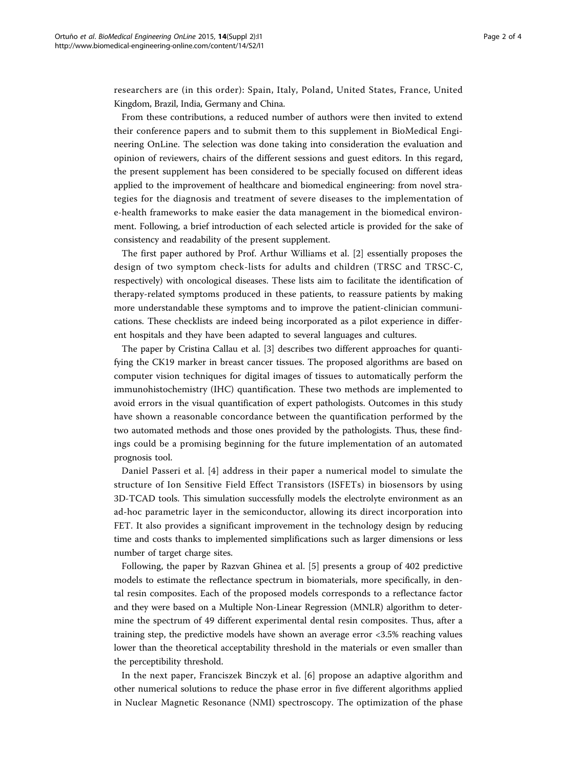researchers are (in this order): Spain, Italy, Poland, United States, France, United Kingdom, Brazil, India, Germany and China.

From these contributions, a reduced number of authors were then invited to extend their conference papers and to submit them to this supplement in BioMedical Engineering OnLine. The selection was done taking into consideration the evaluation and opinion of reviewers, chairs of the different sessions and guest editors. In this regard, the present supplement has been considered to be specially focused on different ideas applied to the improvement of healthcare and biomedical engineering: from novel strategies for the diagnosis and treatment of severe diseases to the implementation of e-health frameworks to make easier the data management in the biomedical environment. Following, a brief introduction of each selected article is provided for the sake of consistency and readability of the present supplement.

The first paper authored by Prof. Arthur Williams et al. [2] essentially proposes the design of two symptom check-lists for adults and children (TRSC and TRSC-C, respectively) with oncological diseases. These lists aim to facilitate the identification of therapy-related symptoms produced in these patients, to reassure patients by making more understandable these symptoms and to improve the patient-clinician communications. These checklists are indeed being incorporated as a pilot experience in different hospitals and they have been adapted to several languages and cultures.

The paper by Cristina Callau et al. [3] describes two different approaches for quantifying the CK19 marker in breast cancer tissues. The proposed algorithms are based on computer vision techniques for digital images of tissues to automatically perform the immunohistochemistry (IHC) quantification. These two methods are implemented to avoid errors in the visual quantification of expert pathologists. Outcomes in this study have shown a reasonable concordance between the quantification performed by the two automated methods and those ones provided by the pathologists. Thus, these findings could be a promising beginning for the future implementation of an automated prognosis tool.

Daniel Passeri et al. [4] address in their paper a numerical model to simulate the structure of Ion Sensitive Field Effect Transistors (ISFETs) in biosensors by using 3D-TCAD tools. This simulation successfully models the electrolyte environment as an ad-hoc parametric layer in the semiconductor, allowing its direct incorporation into FET. It also provides a significant improvement in the technology design by reducing time and costs thanks to implemented simplifications such as larger dimensions or less number of target charge sites.

Following, the paper by Razvan Ghinea et al. [5] presents a group of 402 predictive models to estimate the reflectance spectrum in biomaterials, more specifically, in dental resin composites. Each of the proposed models corresponds to a reflectance factor and they were based on a Multiple Non-Linear Regression (MNLR) algorithm to determine the spectrum of 49 different experimental dental resin composites. Thus, after a training step, the predictive models have shown an average error <3.5% reaching values lower than the theoretical acceptability threshold in the materials or even smaller than the perceptibility threshold.

In the next paper, Franciszek Binczyk et al. [6] propose an adaptive algorithm and other numerical solutions to reduce the phase error in five different algorithms applied in Nuclear Magnetic Resonance (NMI) spectroscopy. The optimization of the phase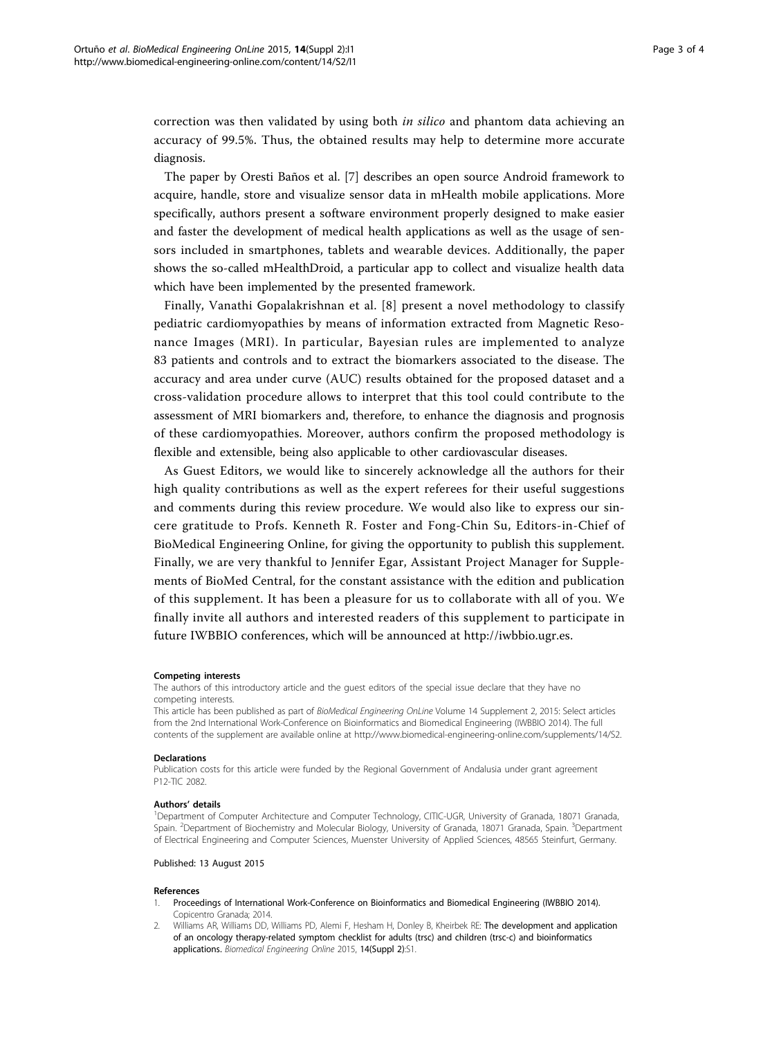correction was then validated by using both *in silico* and phantom data achieving an accuracy of 99.5%. Thus, the obtained results may help to determine more accurate diagnosis.

The paper by Oresti Baños et al. [7] describes an open source Android framework to acquire, handle, store and visualize sensor data in mHealth mobile applications. More specifically, authors present a software environment properly designed to make easier and faster the development of medical health applications as well as the usage of sensors included in smartphones, tablets and wearable devices. Additionally, the paper shows the so-called mHealthDroid, a particular app to collect and visualize health data which have been implemented by the presented framework.

Finally, Vanathi Gopalakrishnan et al. [8] present a novel methodology to classify pediatric cardiomyopathies by means of information extracted from Magnetic Resonance Images (MRI). In particular, Bayesian rules are implemented to analyze 83 patients and controls and to extract the biomarkers associated to the disease. The accuracy and area under curve (AUC) results obtained for the proposed dataset and a cross-validation procedure allows to interpret that this tool could contribute to the assessment of MRI biomarkers and, therefore, to enhance the diagnosis and prognosis of these cardiomyopathies. Moreover, authors confirm the proposed methodology is flexible and extensible, being also applicable to other cardiovascular diseases.

As Guest Editors, we would like to sincerely acknowledge all the authors for their high quality contributions as well as the expert referees for their useful suggestions and comments during this review procedure. We would also like to express our sincere gratitude to Profs. Kenneth R. Foster and Fong-Chin Su, Editors-in-Chief of BioMedical Engineering Online, for giving the opportunity to publish this supplement. Finally, we are very thankful to Jennifer Egar, Assistant Project Manager for Supplements of BioMed Central, for the constant assistance with the edition and publication of this supplement. It has been a pleasure for us to collaborate with all of you. We finally invite all authors and interested readers of this supplement to participate in future IWBBIO conferences, which will be announced at http://iwbbio.ugr.es.

#### Competing interests

The authors of this introductory article and the guest editors of the special issue declare that they have no competing interests.

This article has been published as part of *BioMedical Engineering OnLine* Volume 14 Supplement 2, 2015: Select articles from the 2nd International Work-Conference on Bioinformatics and Biomedical Engineering (IWBBIO 2014). The full contents of the supplement are available online at http://www.biomedical-engineering-online.com/supplements/14/S2.

#### Declarations

Publication costs for this article were funded by the Regional Government of Andalusia under grant agreement P12-TIC 2082.

#### Authors' details

[1]Department of Computer Architecture and Computer Technology, CITIC-UGR, University of Granada, 18071 Granada, Spain. [2]Department of Biochemistry and Molecular Biology, University of Granada, 18071 Granada, Spain. [3]Department of Electrical Engineering and Computer Sciences, Muenster University of Applied Sciences, 48565 Steinfurt, Germany.

Published: 13 August 2015

#### References

1. **Proceedings of International Work-Conference on Bioinformatics and Biomedical Engineering (IWBBIO 2014).** Copicentro Granada; 2014.
2. Williams AR, Williams DD, Williams PD, Alemi F, Hesham H, Donley B, Kheirbek RE: **The development and application of an oncology therapy-related symptom checklist for adults (trsc) and children (trsc-c) and bioinformatics applications.** *Biomedical Engineering Online* 2015, **14(Suppl 2)**:S1.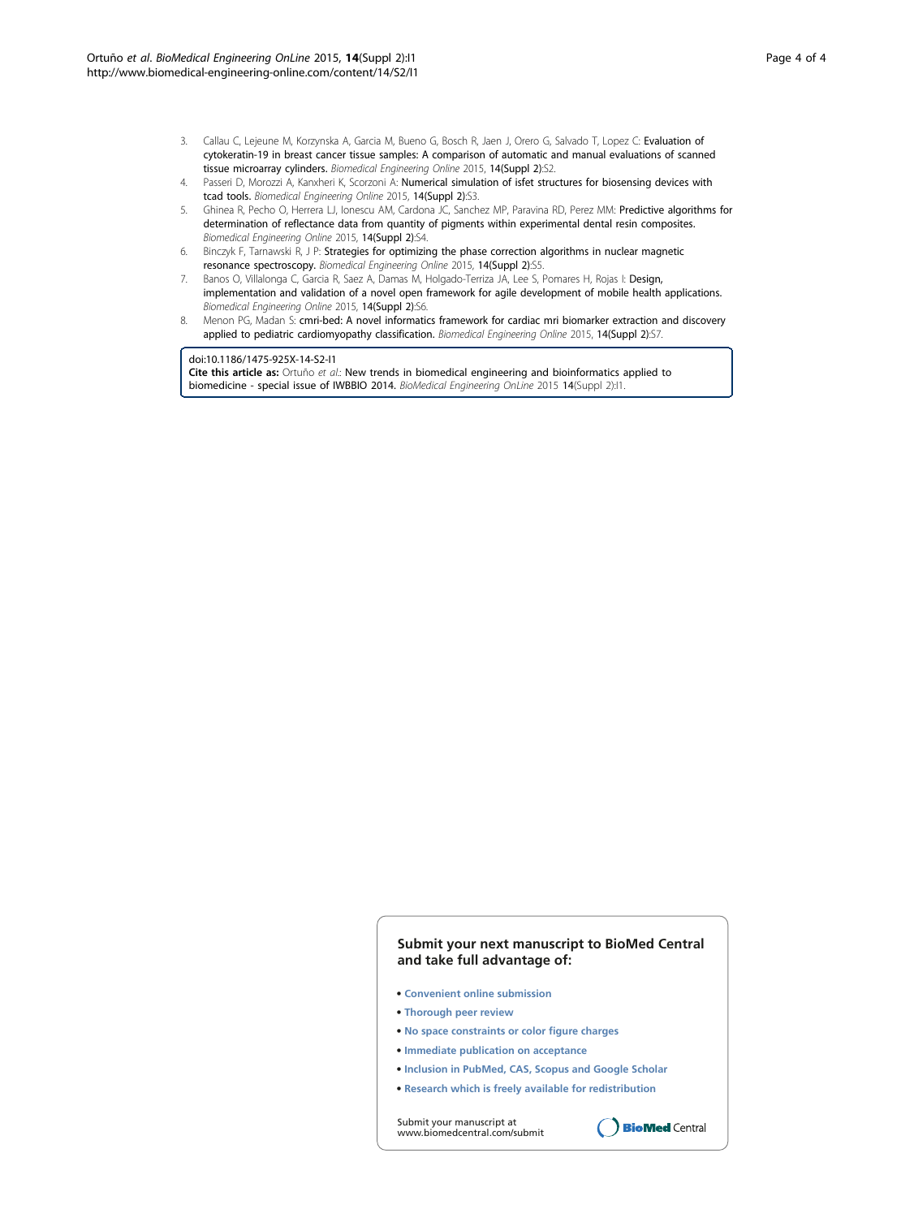3. Callau C, Lejeune M, Korzynska A, Garcia M, Bueno G, Bosch R, Jaen J, Orero G, Salvado T, Lopez C: **Evaluation of cytokeratin-19 in breast cancer tissue samples: A comparison of automatic and manual evaluations of scanned tissue microarray cylinders.** *Biomedical Engineering Online* 2015, **14(Suppl 2)**:S2.
4. Passeri D, Morozzi A, Kanxheri K, Scorzoni A: **Numerical simulation of isfet structures for biosensing devices with tcad tools.** *Biomedical Engineering Online* 2015, **14(Suppl 2)**:S3.
5. Ghinea R, Pecho O, Herrera LJ, Ionescu AM, Cardona JC, Sanchez MP, Paravina RD, Perez MM: **Predictive algorithms for determination of reflectance data from quantity of pigments within experimental dental resin composites.** *Biomedical Engineering Online* 2015, **14(Suppl 2)**:S4.
6. Binczyk F, Tarnawski R, J P: **Strategies for optimizing the phase correction algorithms in nuclear magnetic resonance spectroscopy.** *Biomedical Engineering Online* 2015, **14(Suppl 2)**:S5.
7. Banos O, Villalonga C, Garcia R, Saez A, Damas M, Holgado-Terriza JA, Lee S, Pomares H, Rojas I: **Design, implementation and validation of a novel open framework for agile development of mobile health applications.** *Biomedical Engineering Online* 2015, **14(Suppl 2)**:S6.
8. Menon PG, Madan S: **cmri-bed: A novel informatics framework for cardiac mri biomarker extraction and discovery applied to pediatric cardiomyopathy classification.** *Biomedical Engineering Online* 2015, **14(Suppl 2)**:S7.

doi:10.1186/1475-925X-14-S2-I1

**Cite this article as:** Ortuño *et al.*: New trends in biomedical engineering and bioinformatics applied to biomedicine - special issue of IWBBIO 2014. *BioMedical Engineering OnLine* 2015 **14**(Suppl 2):I1.

**Submit your next manuscript to BioMed Central and take full advantage of:**

- **Convenient online submission**
- **Thorough peer review**
- **No space constraints or color figure charges**
- **Immediate publication on acceptance**
- **Inclusion in PubMed, CAS, Scopus and Google Scholar**
- **Research which is freely available for redistribution**

Submit your manuscript at
www.biomedcentral.com/submit

BioMed Central